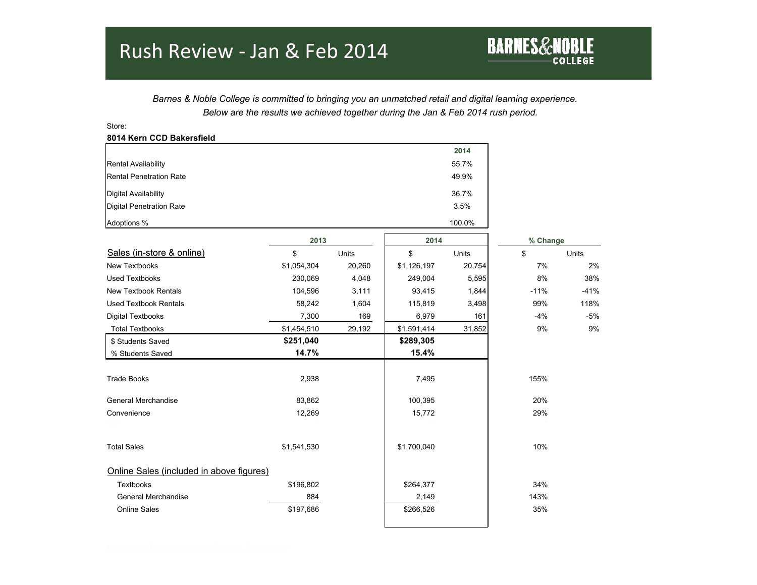# Rush Review - Jan & Feb 2014

**BARNES&NOBLE COLLEGE**

*Barnes & Noble College is committed to bringing you an unmatched retail and digital learning experience.*
*Below are the results we achieved together during the Jan & Feb 2014 rush period.*

Store:

**8014 Kern CCD Bakersfield**

| | 2014 |
|---|---|
| Rental Availability | 55.7% |
| Rental Penetration Rate | 49.9% |
| Digital Availability | 36.7% |
| Digital Penetration Rate | 3.5% |
| Adoptions % | 100.0% |

| | 2013 | | 2014 | | % Change | |
|---|---|---|---|---|---|---|
| Sales (in-store & online) | $ | Units | $ | Units | $ | Units |
| New Textbooks | $1,054,304 | 20,260 | $1,126,197 | 20,754 | 7% | 2% |
| Used Textbooks | 230,069 | 4,048 | 249,004 | 5,595 | 8% | 38% |
| New Textbook Rentals | 104,596 | 3,111 | 93,415 | 1,844 | -11% | -41% |
| Used Textbook Rentals | 58,242 | 1,604 | 115,819 | 3,498 | 99% | 118% |
| Digital Textbooks | 7,300 | 169 | 6,979 | 161 | -4% | -5% |
| Total Textbooks | $1,454,510 | 29,192 | $1,591,414 | 31,852 | 9% | 9% |
| $ Students Saved | **$251,040** | | **$289,305** | | | |
| % Students Saved | **14.7%** | | **15.4%** | | | |
| Trade Books | 2,938 | | 7,495 | | 155% | |
| General Merchandise | 83,862 | | 100,395 | | 20% | |
| Convenience | 12,269 | | 15,772 | | 29% | |
| Total Sales | $1,541,530 | | $1,700,040 | | 10% | |
| Online Sales (included in above figures) | | | | | | |
| Textbooks | $196,802 | | $264,377 | | 34% | |
| General Merchandise | 884 | | 2,149 | | 143% | |
| Online Sales | $197,686 | | $266,526 | | 35% | |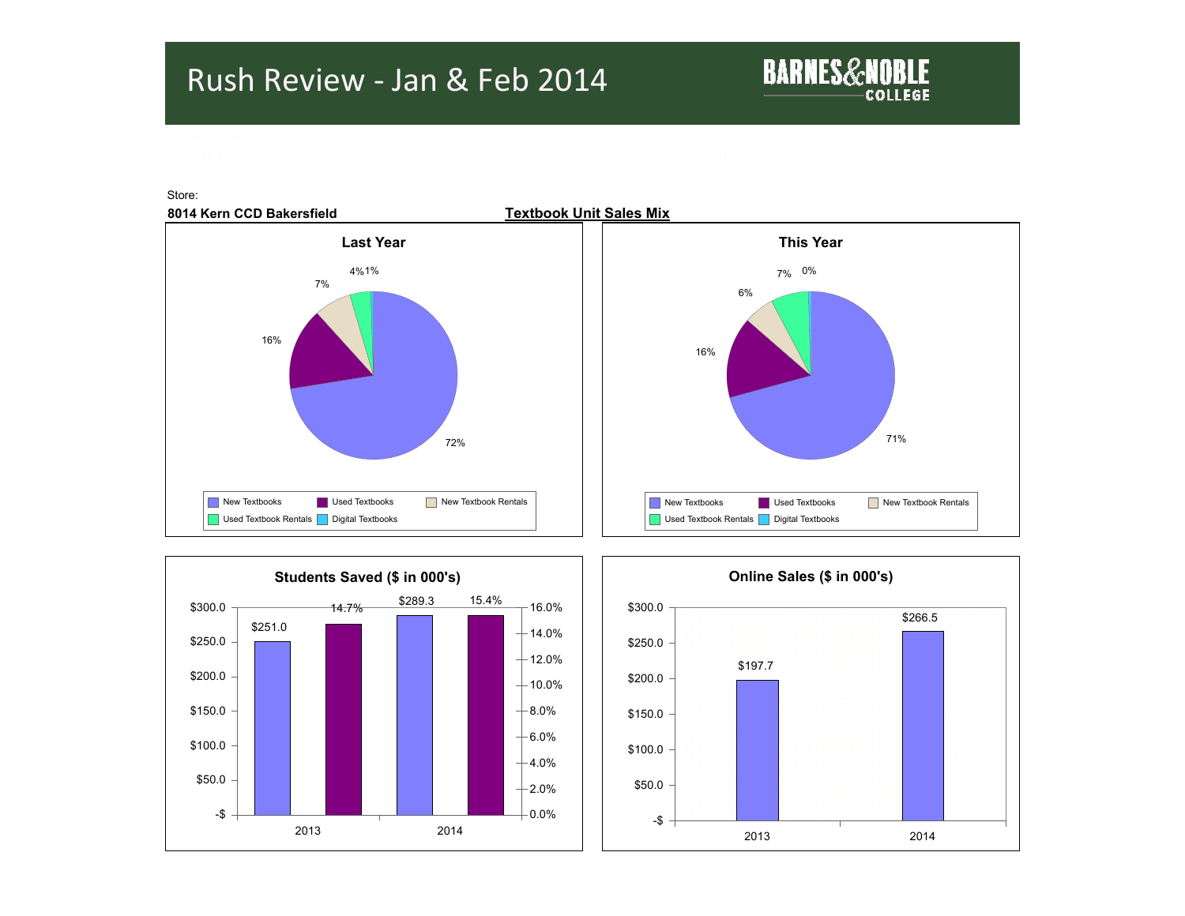# Rush Review - Jan & Feb 2014

BARNES&NOBLE COLLEGE

Store:

**8014 Kern CCD Bakersfield**

**Textbook Unit Sales Mix**

**Last Year**

72%
16%
7%
4%
1%

New Textbooks
Used Textbooks
New Textbook Rentals
Used Textbook Rentals
Digital Textbooks

**This Year**

71%
16%
6%
7%
0%

New Textbooks
Used Textbooks
New Textbook Rentals
Used Textbook Rentals
Digital Textbooks

**Students Saved ($ in 000's)**

$251.0
14.7%
$289.3
15.4%

$300.0
$250.0
$200.0
$150.0
$100.0
$50.0
-$

16.0%
14.0%
12.0%
10.0%
8.0%
6.0%
4.0%
2.0%
0.0%

2013
2014

**Online Sales ($ in 000's)**

$197.7
$266.5

$300.0
$250.0
$200.0
$150.0
$100.0
$50.0
-$

2013
2014